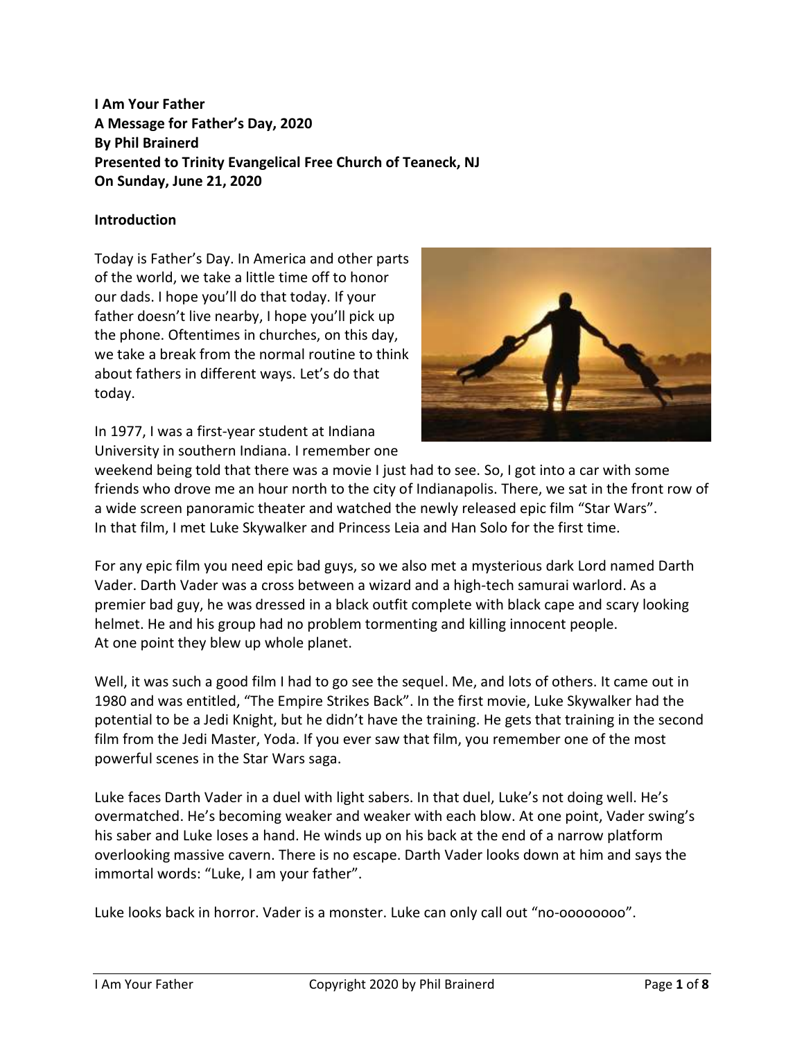**I Am Your Father**
**A Message for Father's Day, 2020**
**By Phil Brainerd**
**Presented to Trinity Evangelical Free Church of Teaneck, NJ**
**On Sunday, June 21, 2020**

**Introduction**

Today is Father's Day. In America and other parts of the world, we take a little time off to honor our dads. I hope you'll do that today. If your father doesn't live nearby, I hope you'll pick up the phone. Oftentimes in churches, on this day, we take a break from the normal routine to think about fathers in different ways. Let's do that today.

In 1977, I was a first-year student at Indiana University in southern Indiana. I remember one weekend being told that there was a movie I just had to see. So, I got into a car with some friends who drove me an hour north to the city of Indianapolis. There, we sat in the front row of a wide screen panoramic theater and watched the newly released epic film "Star Wars". In that film, I met Luke Skywalker and Princess Leia and Han Solo for the first time.

For any epic film you need epic bad guys, so we also met a mysterious dark Lord named Darth Vader. Darth Vader was a cross between a wizard and a high-tech samurai warlord. As a premier bad guy, he was dressed in a black outfit complete with black cape and scary looking helmet. He and his group had no problem tormenting and killing innocent people. At one point they blew up whole planet.

Well, it was such a good film I had to go see the sequel. Me, and lots of others. It came out in 1980 and was entitled, "The Empire Strikes Back". In the first movie, Luke Skywalker had the potential to be a Jedi Knight, but he didn't have the training. He gets that training in the second film from the Jedi Master, Yoda. If you ever saw that film, you remember one of the most powerful scenes in the Star Wars saga.

Luke faces Darth Vader in a duel with light sabers. In that duel, Luke's not doing well. He's overmatched. He's becoming weaker and weaker with each blow. At one point, Vader swing's his saber and Luke loses a hand. He winds up on his back at the end of a narrow platform overlooking massive cavern. There is no escape. Darth Vader looks down at him and says the immortal words: "Luke, I am your father".

Luke looks back in horror. Vader is a monster. Luke can only call out "no-oooooooo".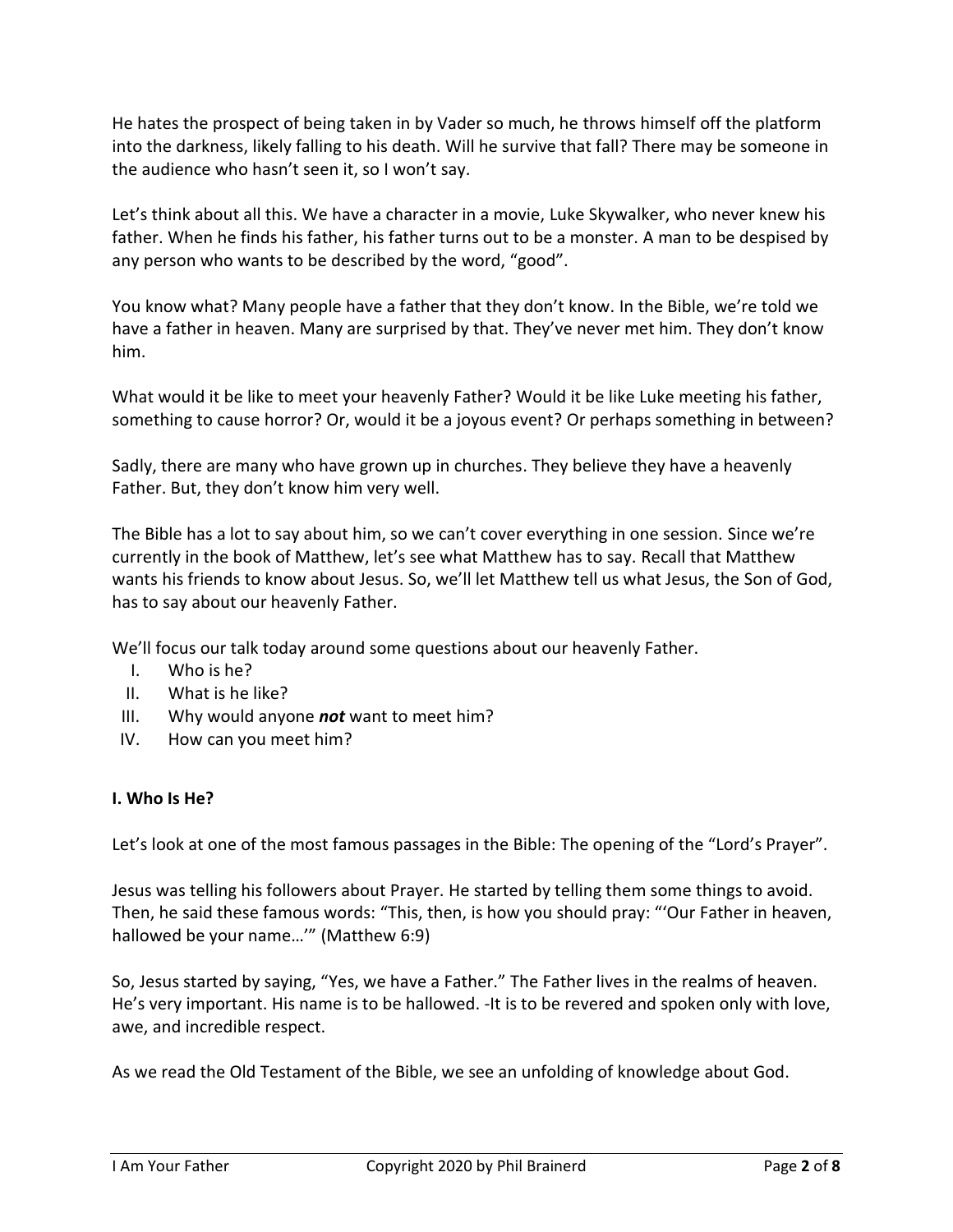He hates the prospect of being taken in by Vader so much, he throws himself off the platform into the darkness, likely falling to his death. Will he survive that fall? There may be someone in the audience who hasn't seen it, so I won't say.

Let's think about all this. We have a character in a movie, Luke Skywalker, who never knew his father. When he finds his father, his father turns out to be a monster. A man to be despised by any person who wants to be described by the word, "good".

You know what? Many people have a father that they don't know. In the Bible, we're told we have a father in heaven. Many are surprised by that. They've never met him. They don't know him.

What would it be like to meet your heavenly Father? Would it be like Luke meeting his father, something to cause horror? Or, would it be a joyous event? Or perhaps something in between?

Sadly, there are many who have grown up in churches. They believe they have a heavenly Father. But, they don't know him very well.

The Bible has a lot to say about him, so we can't cover everything in one session. Since we're currently in the book of Matthew, let's see what Matthew has to say. Recall that Matthew wants his friends to know about Jesus. So, we'll let Matthew tell us what Jesus, the Son of God, has to say about our heavenly Father.

We'll focus our talk today around some questions about our heavenly Father.

I. Who is he?
II. What is he like?
III. Why would anyone ***not*** want to meet him?
IV. How can you meet him?

**I. Who Is He?**

Let's look at one of the most famous passages in the Bible: The opening of the "Lord's Prayer".

Jesus was telling his followers about Prayer. He started by telling them some things to avoid. Then, he said these famous words: "This, then, is how you should pray: "'Our Father in heaven, hallowed be your name…'" (Matthew 6:9)

So, Jesus started by saying, "Yes, we have a Father." The Father lives in the realms of heaven. He's very important. His name is to be hallowed. -It is to be revered and spoken only with love, awe, and incredible respect.

As we read the Old Testament of the Bible, we see an unfolding of knowledge about God.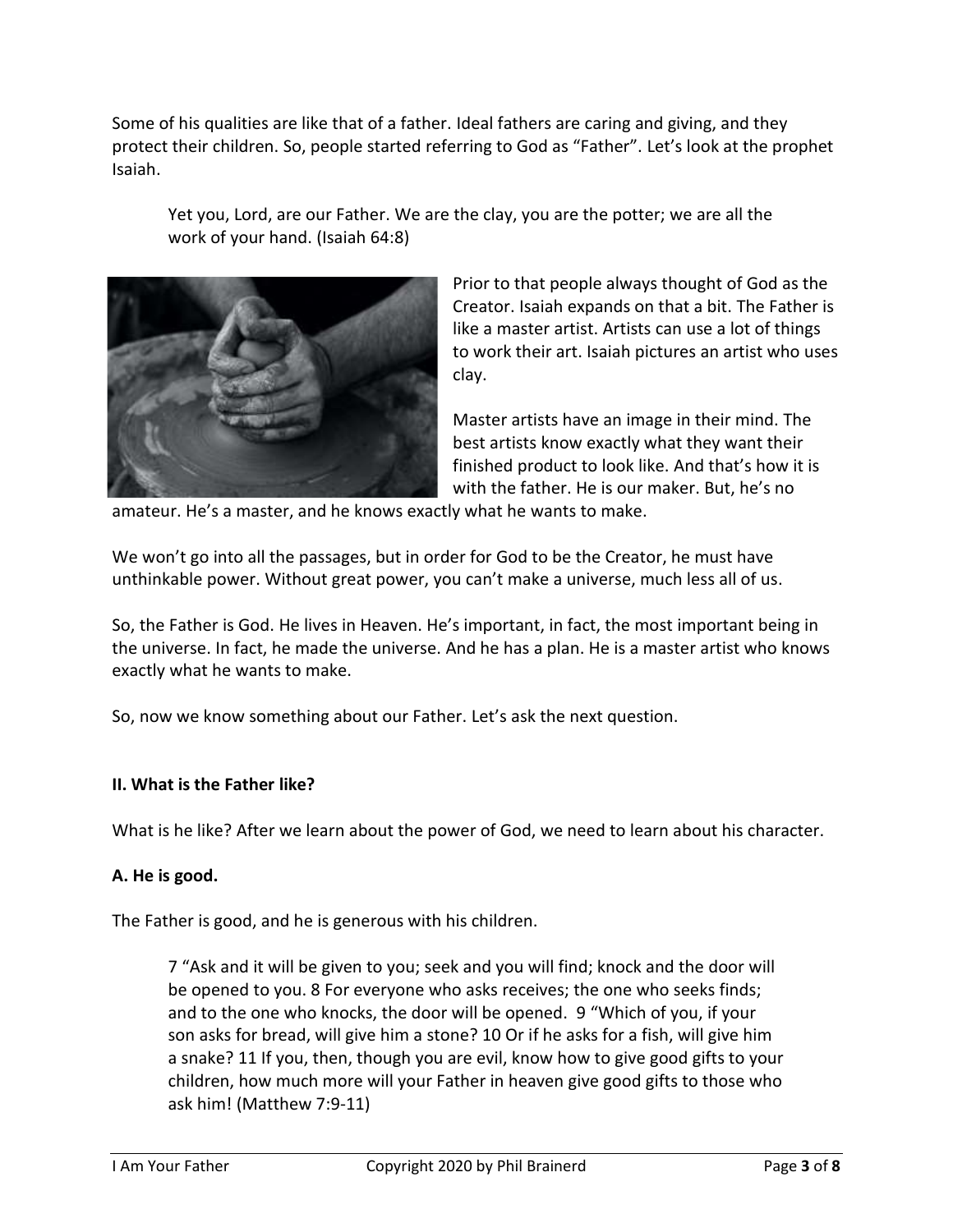Some of his qualities are like that of a father. Ideal fathers are caring and giving, and they protect their children. So, people started referring to God as "Father". Let's look at the prophet Isaiah.

> Yet you, Lord, are our Father. We are the clay, you are the potter; we are all the work of your hand. (Isaiah 64:8)

Prior to that people always thought of God as the Creator. Isaiah expands on that a bit. The Father is like a master artist. Artists can use a lot of things to work their art. Isaiah pictures an artist who uses clay.

Master artists have an image in their mind. The best artists know exactly what they want their finished product to look like. And that's how it is with the father. He is our maker. But, he's no amateur. He's a master, and he knows exactly what he wants to make.

We won't go into all the passages, but in order for God to be the Creator, he must have unthinkable power. Without great power, you can't make a universe, much less all of us.

So, the Father is God. He lives in Heaven. He's important, in fact, the most important being in the universe. In fact, he made the universe. And he has a plan. He is a master artist who knows exactly what he wants to make.

So, now we know something about our Father. Let's ask the next question.

## II. What is the Father like?

What is he like? After we learn about the power of God, we need to learn about his character.

### A. He is good.

The Father is good, and he is generous with his children.

> 7 "Ask and it will be given to you; seek and you will find; knock and the door will be opened to you. 8 For everyone who asks receives; the one who seeks finds; and to the one who knocks, the door will be opened. 9 "Which of you, if your son asks for bread, will give him a stone? 10 Or if he asks for a fish, will give him a snake? 11 If you, then, though you are evil, know how to give good gifts to your children, how much more will your Father in heaven give good gifts to those who ask him! (Matthew 7:9-11)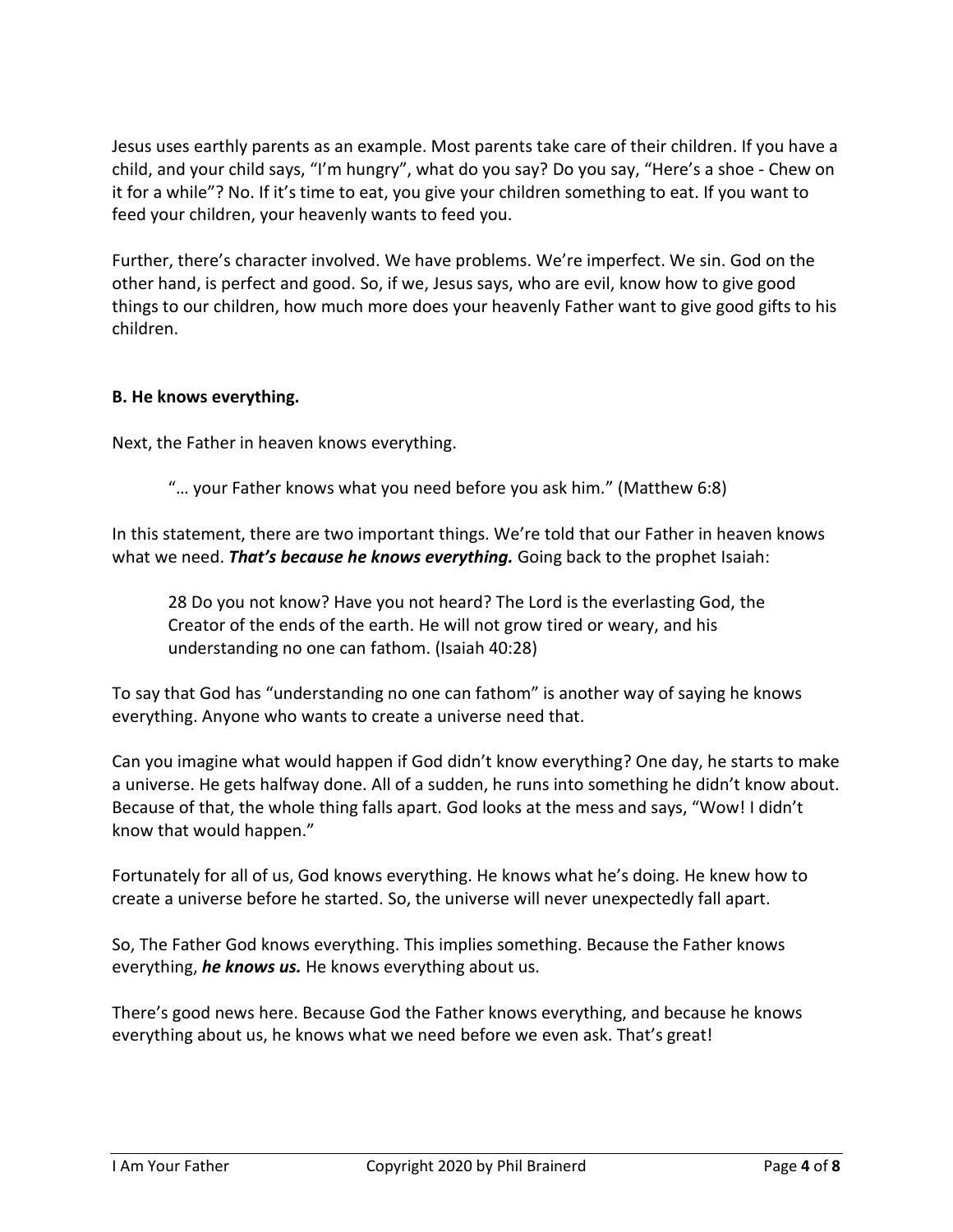Jesus uses earthly parents as an example. Most parents take care of their children. If you have a child, and your child says, "I'm hungry", what do you say? Do you say, "Here's a shoe - Chew on it for a while"? No. If it's time to eat, you give your children something to eat. If you want to feed your children, your heavenly wants to feed you.

Further, there's character involved. We have problems. We're imperfect. We sin. God on the other hand, is perfect and good. So, if we, Jesus says, who are evil, know how to give good things to our children, how much more does your heavenly Father want to give good gifts to his children.

**B. He knows everything.**

Next, the Father in heaven knows everything.

> "… your Father knows what you need before you ask him." (Matthew 6:8)

In this statement, there are two important things. We're told that our Father in heaven knows what we need. ***That's because he knows everything.*** Going back to the prophet Isaiah:

> 28 Do you not know? Have you not heard? The Lord is the everlasting God, the Creator of the ends of the earth. He will not grow tired or weary, and his understanding no one can fathom. (Isaiah 40:28)

To say that God has "understanding no one can fathom" is another way of saying he knows everything. Anyone who wants to create a universe need that.

Can you imagine what would happen if God didn't know everything? One day, he starts to make a universe. He gets halfway done. All of a sudden, he runs into something he didn't know about. Because of that, the whole thing falls apart. God looks at the mess and says, "Wow! I didn't know that would happen."

Fortunately for all of us, God knows everything. He knows what he's doing. He knew how to create a universe before he started. So, the universe will never unexpectedly fall apart.

So, The Father God knows everything. This implies something. Because the Father knows everything, ***he knows us.*** He knows everything about us.

There's good news here. Because God the Father knows everything, and because he knows everything about us, he knows what we need before we even ask. That's great!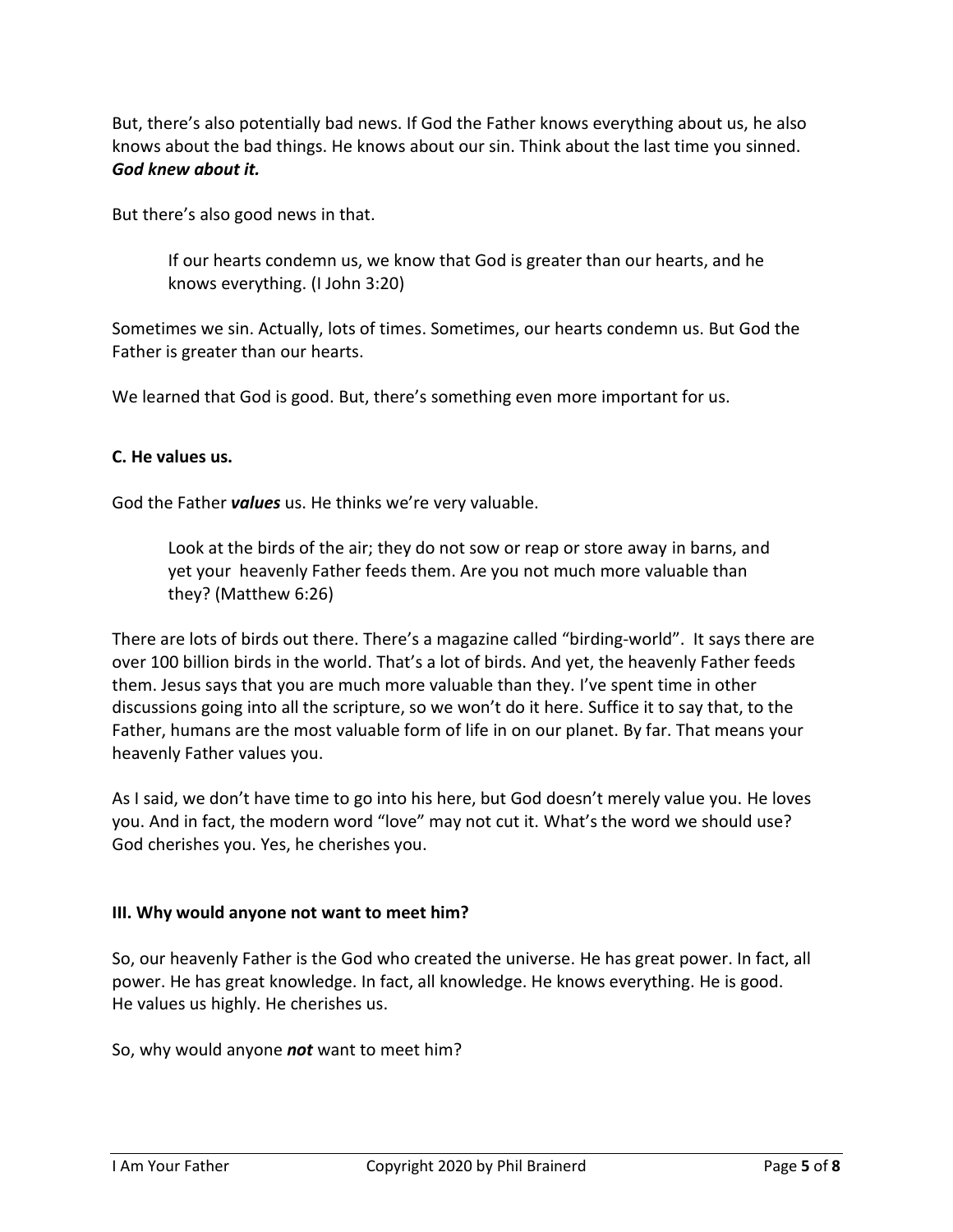But, there's also potentially bad news. If God the Father knows everything about us, he also knows about the bad things. He knows about our sin. Think about the last time you sinned. ***God knew about it.***

But there's also good news in that.

> If our hearts condemn us, we know that God is greater than our hearts, and he knows everything. (I John 3:20)

Sometimes we sin. Actually, lots of times. Sometimes, our hearts condemn us. But God the Father is greater than our hearts.

We learned that God is good. But, there's something even more important for us.

**C. He values us.**

God the Father ***values*** us. He thinks we're very valuable.

> Look at the birds of the air; they do not sow or reap or store away in barns, and yet your heavenly Father feeds them. Are you not much more valuable than they? (Matthew 6:26)

There are lots of birds out there. There's a magazine called "birding-world". It says there are over 100 billion birds in the world. That's a lot of birds. And yet, the heavenly Father feeds them. Jesus says that you are much more valuable than they. I've spent time in other discussions going into all the scripture, so we won't do it here. Suffice it to say that, to the Father, humans are the most valuable form of life in on our planet. By far. That means your heavenly Father values you.

As I said, we don't have time to go into his here, but God doesn't merely value you. He loves you. And in fact, the modern word "love" may not cut it. What's the word we should use? God cherishes you. Yes, he cherishes you.

**III. Why would anyone not want to meet him?**

So, our heavenly Father is the God who created the universe. He has great power. In fact, all power. He has great knowledge. In fact, all knowledge. He knows everything. He is good. He values us highly. He cherishes us.

So, why would anyone ***not*** want to meet him?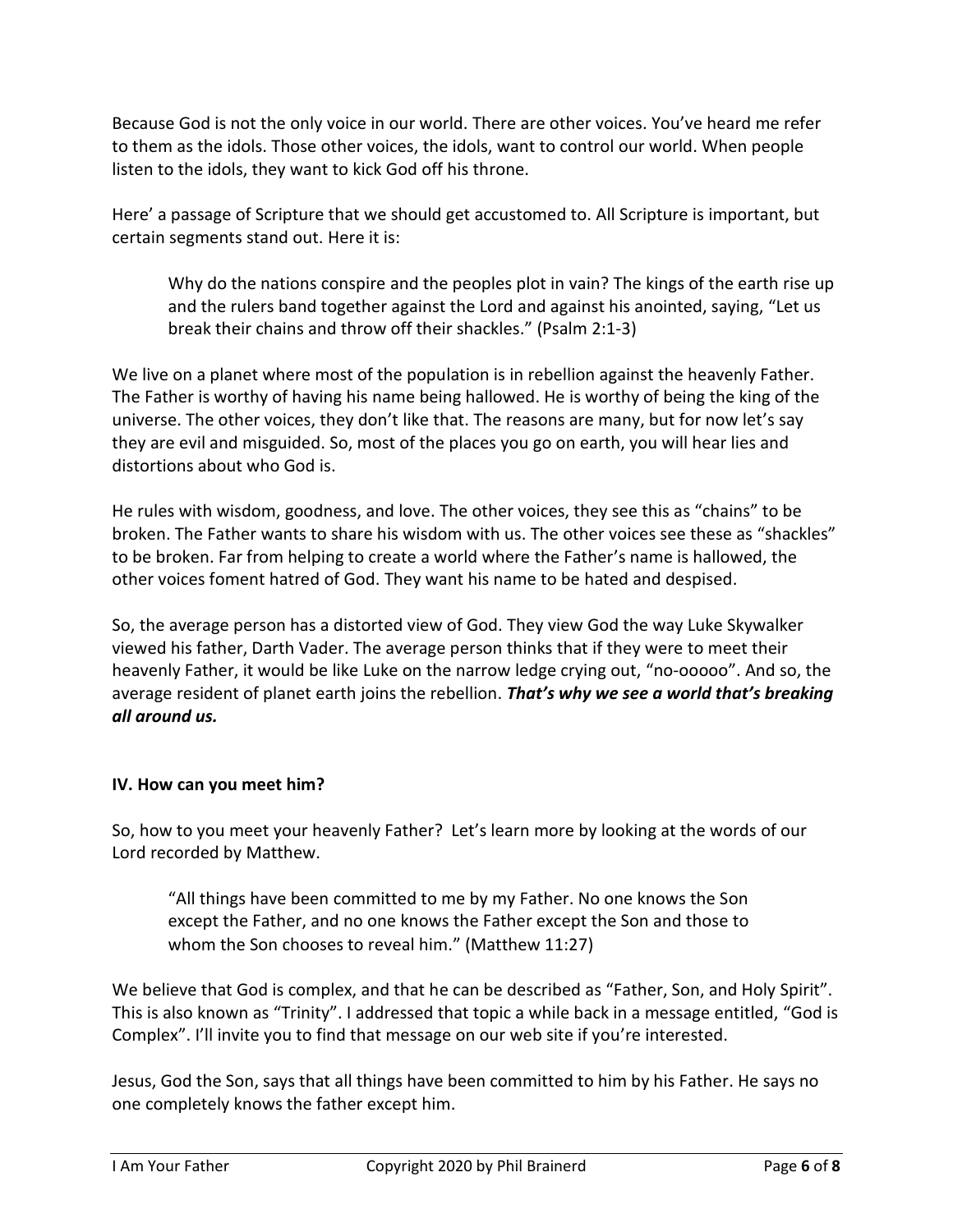Because God is not the only voice in our world. There are other voices. You've heard me refer to them as the idols. Those other voices, the idols, want to control our world. When people listen to the idols, they want to kick God off his throne.

Here' a passage of Scripture that we should get accustomed to. All Scripture is important, but certain segments stand out. Here it is:

> Why do the nations conspire and the peoples plot in vain? The kings of the earth rise up and the rulers band together against the Lord and against his anointed, saying, "Let us break their chains and throw off their shackles." (Psalm 2:1-3)

We live on a planet where most of the population is in rebellion against the heavenly Father. The Father is worthy of having his name being hallowed. He is worthy of being the king of the universe. The other voices, they don't like that. The reasons are many, but for now let's say they are evil and misguided. So, most of the places you go on earth, you will hear lies and distortions about who God is.

He rules with wisdom, goodness, and love. The other voices, they see this as "chains" to be broken. The Father wants to share his wisdom with us. The other voices see these as "shackles" to be broken. Far from helping to create a world where the Father's name is hallowed, the other voices foment hatred of God. They want his name to be hated and despised.

So, the average person has a distorted view of God. They view God the way Luke Skywalker viewed his father, Darth Vader. The average person thinks that if they were to meet their heavenly Father, it would be like Luke on the narrow ledge crying out, "no-ooooo". And so, the average resident of planet earth joins the rebellion. ***That's why we see a world that's breaking all around us.***

**IV. How can you meet him?**

So, how to you meet your heavenly Father? Let's learn more by looking at the words of our Lord recorded by Matthew.

> "All things have been committed to me by my Father. No one knows the Son except the Father, and no one knows the Father except the Son and those to whom the Son chooses to reveal him." (Matthew 11:27)

We believe that God is complex, and that he can be described as "Father, Son, and Holy Spirit". This is also known as "Trinity". I addressed that topic a while back in a message entitled, "God is Complex". I'll invite you to find that message on our web site if you're interested.

Jesus, God the Son, says that all things have been committed to him by his Father. He says no one completely knows the father except him.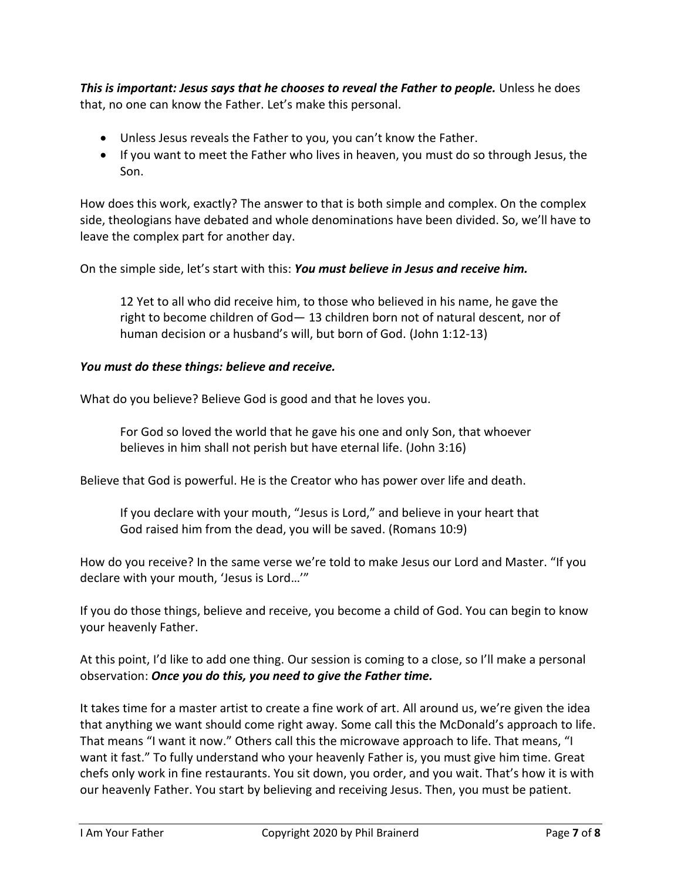***This is important: Jesus says that he chooses to reveal the Father to people.*** Unless he does that, no one can know the Father. Let's make this personal.

- Unless Jesus reveals the Father to you, you can't know the Father.
- If you want to meet the Father who lives in heaven, you must do so through Jesus, the Son.

How does this work, exactly? The answer to that is both simple and complex. On the complex side, theologians have debated and whole denominations have been divided. So, we'll have to leave the complex part for another day.

On the simple side, let's start with this: ***You must believe in Jesus and receive him.***

> 12 Yet to all who did receive him, to those who believed in his name, he gave the right to become children of God— 13 children born not of natural descent, nor of human decision or a husband's will, but born of God. (John 1:12-13)

***You must do these things: believe and receive.***

What do you believe? Believe God is good and that he loves you.

> For God so loved the world that he gave his one and only Son, that whoever believes in him shall not perish but have eternal life. (John 3:16)

Believe that God is powerful. He is the Creator who has power over life and death.

> If you declare with your mouth, "Jesus is Lord," and believe in your heart that God raised him from the dead, you will be saved. (Romans 10:9)

How do you receive? In the same verse we're told to make Jesus our Lord and Master. "If you declare with your mouth, 'Jesus is Lord…'"

If you do those things, believe and receive, you become a child of God. You can begin to know your heavenly Father.

At this point, I'd like to add one thing. Our session is coming to a close, so I'll make a personal observation: ***Once you do this, you need to give the Father time.***

It takes time for a master artist to create a fine work of art. All around us, we're given the idea that anything we want should come right away. Some call this the McDonald's approach to life. That means "I want it now." Others call this the microwave approach to life. That means, "I want it fast." To fully understand who your heavenly Father is, you must give him time. Great chefs only work in fine restaurants. You sit down, you order, and you wait. That's how it is with our heavenly Father. You start by believing and receiving Jesus. Then, you must be patient.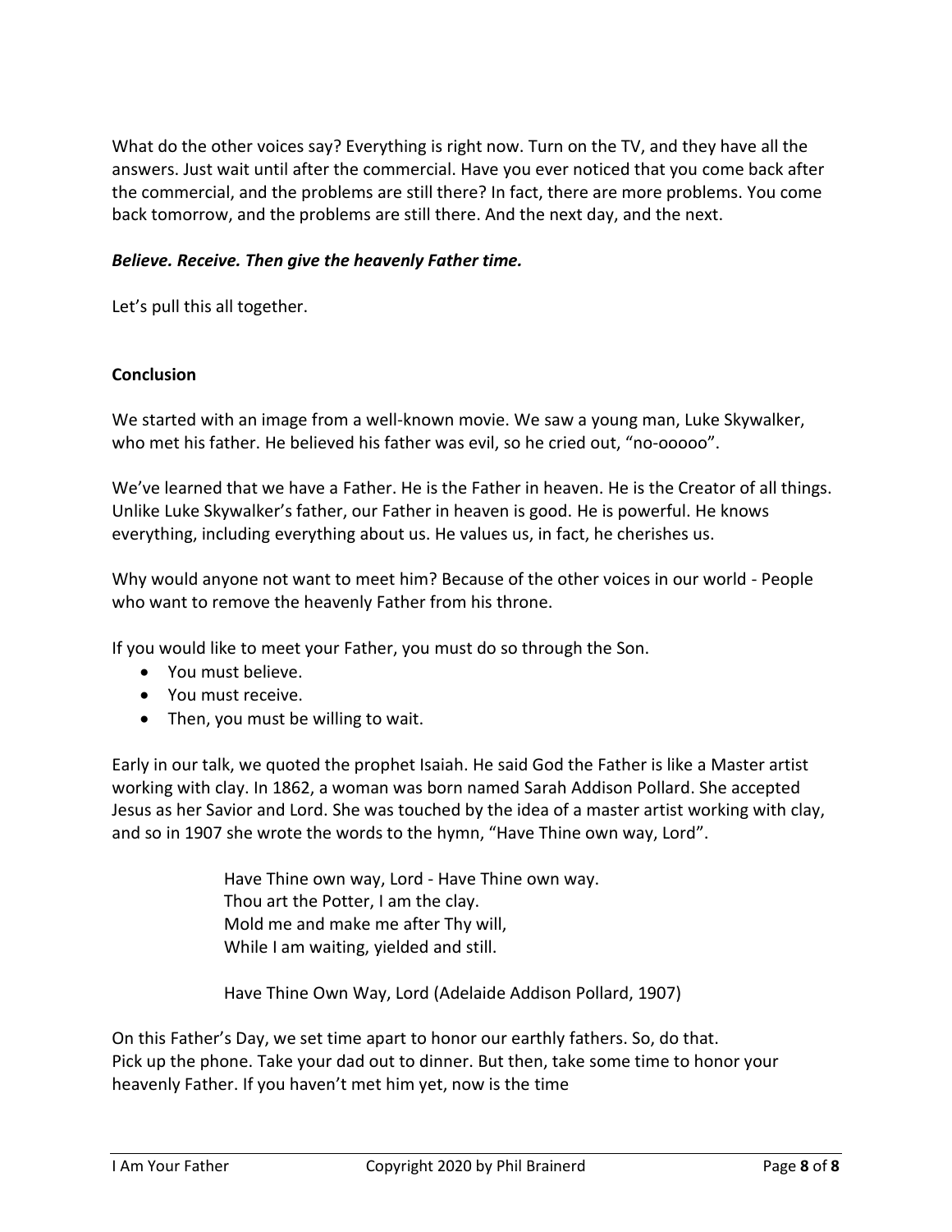What do the other voices say? Everything is right now. Turn on the TV, and they have all the answers. Just wait until after the commercial. Have you ever noticed that you come back after the commercial, and the problems are still there? In fact, there are more problems. You come back tomorrow, and the problems are still there. And the next day, and the next.

***Believe. Receive. Then give the heavenly Father time.***

Let's pull this all together.

**Conclusion**

We started with an image from a well-known movie. We saw a young man, Luke Skywalker, who met his father. He believed his father was evil, so he cried out, "no-ooooo".

We've learned that we have a Father. He is the Father in heaven. He is the Creator of all things. Unlike Luke Skywalker's father, our Father in heaven is good. He is powerful. He knows everything, including everything about us. He values us, in fact, he cherishes us.

Why would anyone not want to meet him? Because of the other voices in our world - People who want to remove the heavenly Father from his throne.

If you would like to meet your Father, you must do so through the Son.

- You must believe.
- You must receive.
- Then, you must be willing to wait.

Early in our talk, we quoted the prophet Isaiah. He said God the Father is like a Master artist working with clay. In 1862, a woman was born named Sarah Addison Pollard. She accepted Jesus as her Savior and Lord. She was touched by the idea of a master artist working with clay, and so in 1907 she wrote the words to the hymn, "Have Thine own way, Lord".

> Have Thine own way, Lord - Have Thine own way.
> Thou art the Potter, I am the clay.
> Mold me and make me after Thy will,
> While I am waiting, yielded and still.
>
> Have Thine Own Way, Lord (Adelaide Addison Pollard, 1907)

On this Father's Day, we set time apart to honor our earthly fathers. So, do that. Pick up the phone. Take your dad out to dinner. But then, take some time to honor your heavenly Father. If you haven't met him yet, now is the time